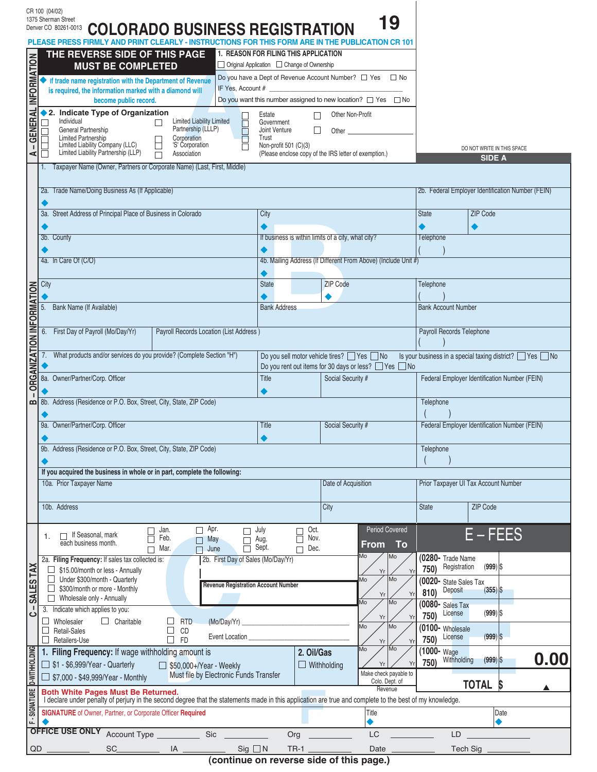CR 100 (04/02)
1375 Sherman Street
Denver CO 80261-0013

# COLORADO BUSINESS REGISTRATION 19

**PLEASE PRESS FIRMLY AND PRINT CLEARLY - INSTRUCTIONS FOR THIS FORM ARE IN THE PUBLICATION CR 101**

## A – GENERAL INFORMATION

**THE REVERSE SIDE OF THIS PAGE MUST BE COMPLETED**

◆ If trade name registration with the Department of Revenue is required, the information marked with a diamond will become public record.

**1. REASON FOR FILING THIS APPLICATION**
☐ Original Application ☐ Change of Ownership

Do you have a Dept of Revenue Account Number? ☐ Yes ☐ No
IF Yes, Account # ____________________
Do you want this number assigned to new location? ☐ Yes ☐ No

◆ **2. Indicate Type of Organization**

☐ Individual
☐ General Partnership
☐ Limited Partnership
☐ Limited Liability Company (LLC)
☐ Limited Liability Partnership (LLP)
☐ Limited Liability Limited Partnership (LLLP)
☐ Corporation
☐ 'S' Corporation
☐ Association
☐ Estate
☐ Government
☐ Joint Venture
☐ Trust
☐ Non-profit 501 (C)(3) (Please enclose copy of the IRS letter of exemption.)
☐ Other Non-Profit
☐ Other ____________

DO NOT WRITE IN THIS SPACE
**SIDE A**

## B – ORGANIZATION INFORMATION

1. Taxpayer Name (Owner, Partners or Corporate Name) (Last, First, Middle)

2a. Trade Name/Doing Business As (If Applicable) ◆
2b. Federal Employer Identification Number (FEIN)

3a. Street Address of Principal Place of Business in Colorado ◆ | City ◆ | State ◆ | ZIP Code ◆

3b. County ◆ | If business is within limits of a city, what city? ◆ | Telephone ( )

4a. In Care Of (C/O) | 4b. Mailing Address (If Different From Above) (Include Unit #) ◆

City ◆ | State ◆ | ZIP Code ◆ | Telephone ( )

5. Bank Name (If Available) | Bank Address | Bank Account Number

6. First Day of Payroll (Mo/Day/Yr) | Payroll Records Location (List Address) | Payroll Records Telephone ( )

7. What products and/or services do you provide? (Complete Section "H") ◆
Do you sell motor vehicle tires? ☐ Yes ☐ No
Do you rent out items for 30 days or less? ☐ Yes ☐ No
Is your business in a special taxing district? ☐ Yes ☐ No

8a. Owner/Partner/Corp. Officer ◆ | Title ◆ | Social Security # | Federal Employer Identification Number (FEIN)

8b. Address (Residence or P.O. Box, Street, City, State, ZIP Code) ◆ | Telephone ( )

9a. Owner/Partner/Corp. Officer ◆ | Title ◆ | Social Security # | Federal Employer Identification Number (FEIN)

9b. Address (Residence or P.O. Box, Street, City, State, ZIP Code) ◆ | Telephone ( )

**If you acquired the business in whole or in part, complete the following:**

10a. Prior Taxpayer Name | Date of Acquisition | Prior Taxpayer UI Tax Account Number

10b. Address | City | State | ZIP Code

## C – SALES TAX

1. ☐ If Seasonal, mark each business month.
☐ Jan. ☐ Feb. ☐ Mar. ☐ Apr. ☐ May ☐ June ☐ July ☐ Aug. ☐ Sept. ☐ Oct. ☐ Nov. ☐ Dec.

2a. **Filing Frequency:** If sales tax collected is:
☐ $15.00/month or less - Annually
☐ Under $300/month - Quarterly
☐ $300/month or more - Monthly
☐ Wholesale only - Annually

2b. First Day of Sales (Mo/Day/Yr)

**Revenue Registration Account Number**

3. Indicate which applies to you:
☐ Wholesaler ☐ Charitable ☐ RTD (Mo/Day/Yr) ____________
☐ Retail-Sales ☐ CD
☐ Retailers-Use ☐ FD Event Location ____________

## D – WITHHOLDING

1. **Filing Frequency:** If wage withholding amount is
☐ $1 - $6,999/Year - Quarterly
☐ $7,000 - $49,999/Year - Monthly
☐ $50,000+/Year - Weekly Must file by Electronic Funds Transfer

**2. Oil/Gas**
☐ Withholding

## E – FEES

| Period Covered From | To | Code | Fee | Amount |
|---|---|---|---|---|
| Mo / Yr | Mo / Yr | (0280-750) | Trade Name Registration (999) | $ |
| Mo / Yr | Mo / Yr | (0020-810) | State Sales Tax Deposit (355) | $ |
| Mo / Yr | Mo / Yr | (0080-750) | Sales Tax License (999) | $ |
| Mo / Yr | Mo / Yr | (0100-750) | Wholesale License (999) | $ |
| Mo / Yr | Mo / Yr | (1000-750) | Wage Withholding (999) | $ 0.00 |
| | | | **TOTAL** | $ |

Make check payable to Colo. Dept. of Revenue

## F – SIGNATURE

**Both White Pages Must Be Returned.**
I declare under penalty of perjury in the second degree that the statements made in this application are true and complete to the best of my knowledge.

**SIGNATURE** of Owner, Partner, or Corporate Officer **Required** ◆ | Title ◆ | Date ◆

**OFFICE USE ONLY** Account Type ________ Sic ________ Org ________ LC ________ LD ________
QD ________ SC ________ IA ________ Sig ☐N TR-1 ________ Date ________ Tech Sig ________

**(continue on reverse side of this page.)**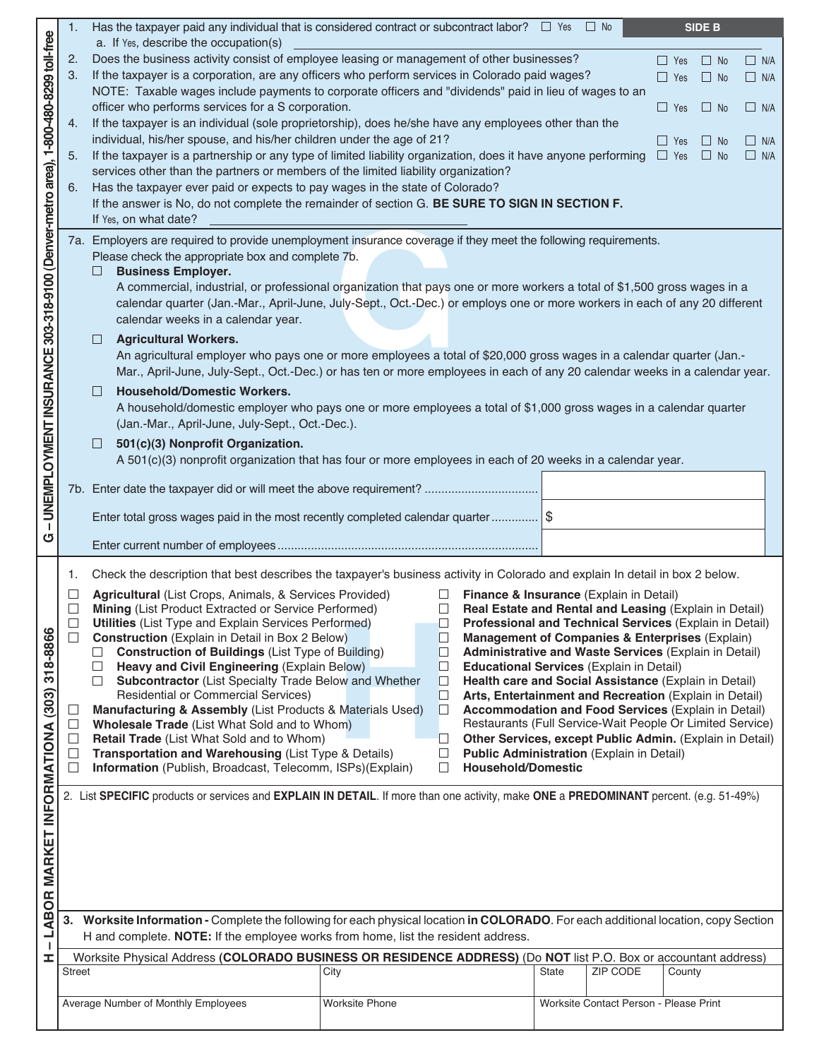**SIDE B**

## G – UNEMPLOYMENT INSURANCE 303-318-9100 (Denver-metro area), 1-800-480-8299 toll-free

1. Has the taxpayer paid any individual that is considered contract or subcontract labor? ☐ Yes ☐ No
   a. If Yes, describe the occupation(s) ______________________________
2. Does the business activity consist of employee leasing or management of other businesses? ☐ Yes ☐ No ☐ N/A
3. If the taxpayer is a corporation, are any officers who perform services in Colorado paid wages? ☐ Yes ☐ No ☐ N/A
   NOTE: Taxable wages include payments to corporate officers and "dividends" paid in lieu of wages to an officer who performs services for a S corporation. ☐ Yes ☐ No ☐ N/A
4. If the taxpayer is an individual (sole proprietorship), does he/she have any employees other than the individual, his/her spouse, and his/her children under the age of 21? ☐ Yes ☐ No ☐ N/A
5. If the taxpayer is a partnership or any type of limited liability organization, does it have anyone performing services other than the partners or members of the limited liability organization? ☐ Yes ☐ No ☐ N/A
6. Has the taxpayer ever paid or expects to pay wages in the state of Colorado?
   If the answer is No, do not complete the remainder of section G. **BE SURE TO SIGN IN SECTION F.**
   If Yes, on what date? ______________________________

7a. Employers are required to provide unemployment insurance coverage if they meet the following requirements.
Please check the appropriate box and complete 7b.

☐ **Business Employer.**
A commercial, industrial, or professional organization that pays one or more workers a total of $1,500 gross wages in a calendar quarter (Jan.-Mar., April-June, July-Sept., Oct.-Dec.) or employs one or more workers in each of any 20 different calendar weeks in a calendar year.

☐ **Agricultural Workers.**
An agricultural employer who pays one or more employees a total of $20,000 gross wages in a calendar quarter (Jan.-Mar., April-June, July-Sept., Oct.-Dec.) or has ten or more employees in each of any 20 calendar weeks in a calendar year.

☐ **Household/Domestic Workers.**
A household/domestic employer who pays one or more employees a total of $1,000 gross wages in a calendar quarter (Jan.-Mar., April-June, July-Sept., Oct.-Dec.).

☐ **501(c)(3) Nonprofit Organization.**
A 501(c)(3) nonprofit organization that has four or more employees in each of 20 weeks in a calendar year.

| | |
|---|---|
| 7b. Enter date the taxpayer did or will meet the above requirement? | |
| Enter total gross wages paid in the most recently completed calendar quarter | $ |
| Enter current number of employees | |

## H – LABOR MARKET INFORMATIONA (303) 318-8866

1. Check the description that best describes the taxpayer's business activity in Colorado and explain In detail in box 2 below.

- ☐ **Agricultural** (List Crops, Animals, & Services Provided)
- ☐ **Mining** (List Product Extracted or Service Performed)
- ☐ **Utilities** (List Type and Explain Services Performed)
- ☐ **Construction** (Explain in Detail in Box 2 Below)
  - ☐ **Construction of Buildings** (List Type of Building)
  - ☐ **Heavy and Civil Engineering** (Explain Below)
  - ☐ **Subcontractor** (List Specialty Trade Below and Whether Residential or Commercial Services)
- ☐ **Manufacturing & Assembly** (List Products & Materials Used)
- ☐ **Wholesale Trade** (List What Sold and to Whom)
- ☐ **Retail Trade** (List What Sold and to Whom)
- ☐ **Transportation and Warehousing** (List Type & Details)
- ☐ **Information** (Publish, Broadcast, Telecomm, ISPs)(Explain)
- ☐ **Finance & Insurance** (Explain in Detail)
- ☐ **Real Estate and Rental and Leasing** (Explain in Detail)
- ☐ **Professional and Technical Services** (Explain in Detail)
- ☐ **Management of Companies & Enterprises** (Explain)
- ☐ **Administrative and Waste Services** (Explain in Detail)
- ☐ **Educational Services** (Explain in Detail)
- ☐ **Health care and Social Assistance** (Explain in Detail)
- ☐ **Arts, Entertainment and Recreation** (Explain in Detail)
- ☐ **Accommodation and Food Services** (Explain in Detail) Restaurants (Full Service-Wait People Or Limited Service)
- ☐ **Other Services, except Public Admin.** (Explain in Detail)
- ☐ **Public Administration** (Explain in Detail)
- ☐ **Household/Domestic**

2. List **SPECIFIC** products or services and **EXPLAIN IN DETAIL**. If more than one activity, make **ONE** a **PREDOMINANT** percent. (e.g. 51-49%)

3. **Worksite Information -** Complete the following for each physical location **in COLORADO**. For each additional location, copy Section H and complete. **NOTE:** If the employee works from home, list the resident address.

Worksite Physical Address **(COLORADO BUSINESS OR RESIDENCE ADDRESS)** (Do **NOT** list P.O. Box or accountant address)

| Street | City | State | ZIP CODE | County |
|---|---|---|---|---|
| | | | | |

| Average Number of Monthly Employees | Worksite Phone | Worksite Contact Person - Please Print |
|---|---|---|
| | | |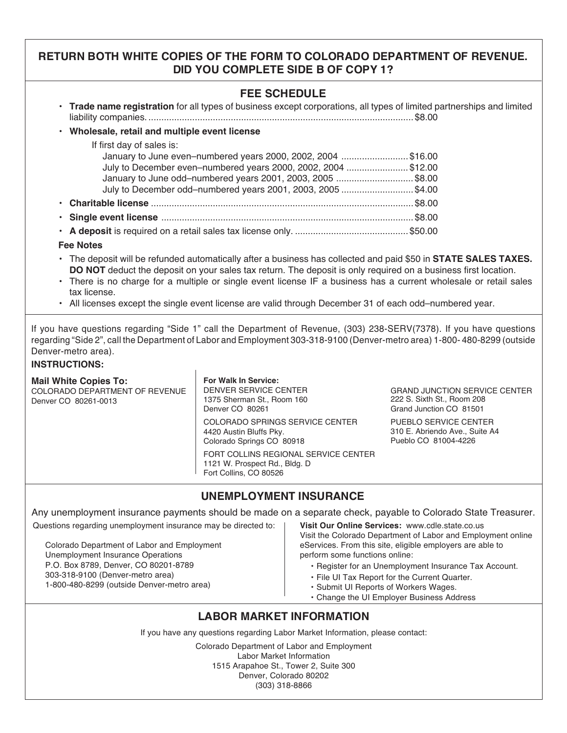**RETURN BOTH WHITE COPIES OF THE FORM TO COLORADO DEPARTMENT OF REVENUE. DID YOU COMPLETE SIDE B OF COPY 1?**

## FEE SCHEDULE

- **Trade name registration** for all types of business except corporations, all types of limited partnerships and limited liability companies. .................................................. $8.00
- **Wholesale, retail and multiple event license**

  If first day of sales is:

  January to June even–numbered years 2000, 2002, 2004 .......................... $16.00
  July to December even–numbered years 2000, 2002, 2004 ........................ $12.00
  January to June odd–numbered years 2001, 2003, 2005 ............................. $8.00
  July to December odd–numbered years 2001, 2003, 2005 ............................ $4.00
- **Charitable license** .................................................. $8.00
- **Single event license** .................................................. $8.00
- **A deposit** is required on a retail sales tax license only. .................................................. $50.00

**Fee Notes**

- The deposit will be refunded automatically after a business has collected and paid $50 in **STATE SALES TAXES. DO NOT** deduct the deposit on your sales tax return. The deposit is only required on a business first location.
- There is no charge for a multiple or single event license IF a business has a current wholesale or retail sales tax license.
- All licenses except the single event license are valid through December 31 of each odd–numbered year.

If you have questions regarding "Side 1" call the Department of Revenue, (303) 238-SERV(7378). If you have questions regarding "Side 2", call the Department of Labor and Employment 303-318-9100 (Denver-metro area) 1-800- 480-8299 (outside Denver-metro area).

**INSTRUCTIONS:**

**Mail White Copies To:**
COLORADO DEPARTMENT OF REVENUE
Denver CO 80261-0013

**For Walk In Service:**

DENVER SERVICE CENTER
1375 Sherman St., Room 160
Denver CO 80261

COLORADO SPRINGS SERVICE CENTER
4420 Austin Bluffs Pky.
Colorado Springs CO 80918

FORT COLLINS REGIONAL SERVICE CENTER
1121 W. Prospect Rd., Bldg. D
Fort Collins, CO 80526

GRAND JUNCTION SERVICE CENTER
222 S. Sixth St., Room 208
Grand Junction CO 81501

PUEBLO SERVICE CENTER
310 E. Abriendo Ave., Suite A4
Pueblo CO 81004-4226

## UNEMPLOYMENT INSURANCE

Any unemployment insurance payments should be made on a separate check, payable to Colorado State Treasurer.

Questions regarding unemployment insurance may be directed to:

Colorado Department of Labor and Employment
Unemployment Insurance Operations
P.O. Box 8789, Denver, CO 80201-8789
303-318-9100 (Denver-metro area)
1-800-480-8299 (outside Denver-metro area)

**Visit Our Online Services:** www.cdle.state.co.us
Visit the Colorado Department of Labor and Employment online eServices. From this site, eligible employers are able to perform some functions online:

- Register for an Unemployment Insurance Tax Account.
- File UI Tax Report for the Current Quarter.
- Submit UI Reports of Workers Wages.
- Change the UI Employer Business Address

## LABOR MARKET INFORMATION

If you have any questions regarding Labor Market Information, please contact:

Colorado Department of Labor and Employment
Labor Market Information
1515 Arapahoe St., Tower 2, Suite 300
Denver, Colorado 80202
(303) 318-8866